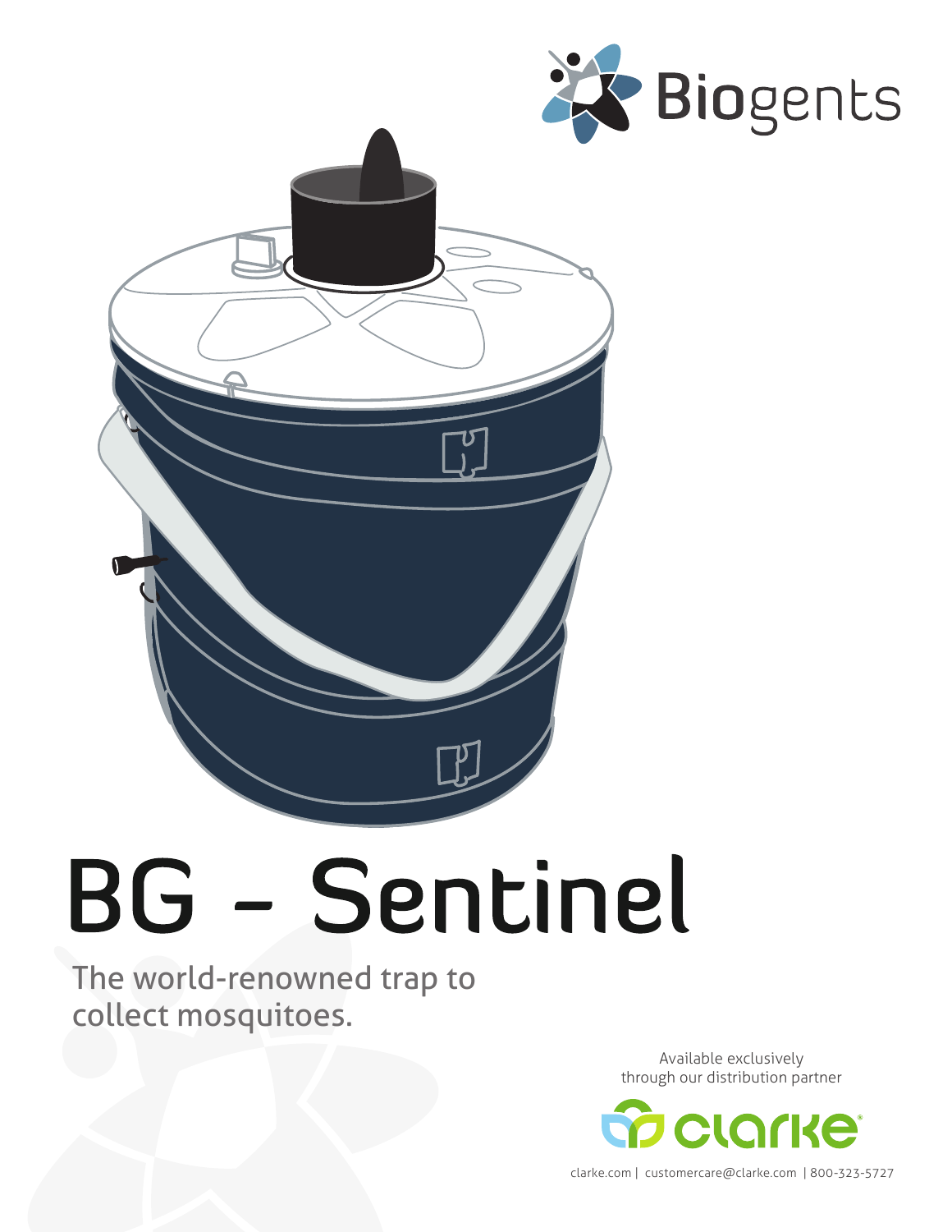Biogents

# BG - Sentinel

The world-renowned trap to collect mosquitoes.

Available exclusively through our distribution partner

clarke

clarke.com | customercare@clarke.com | 800-323-5727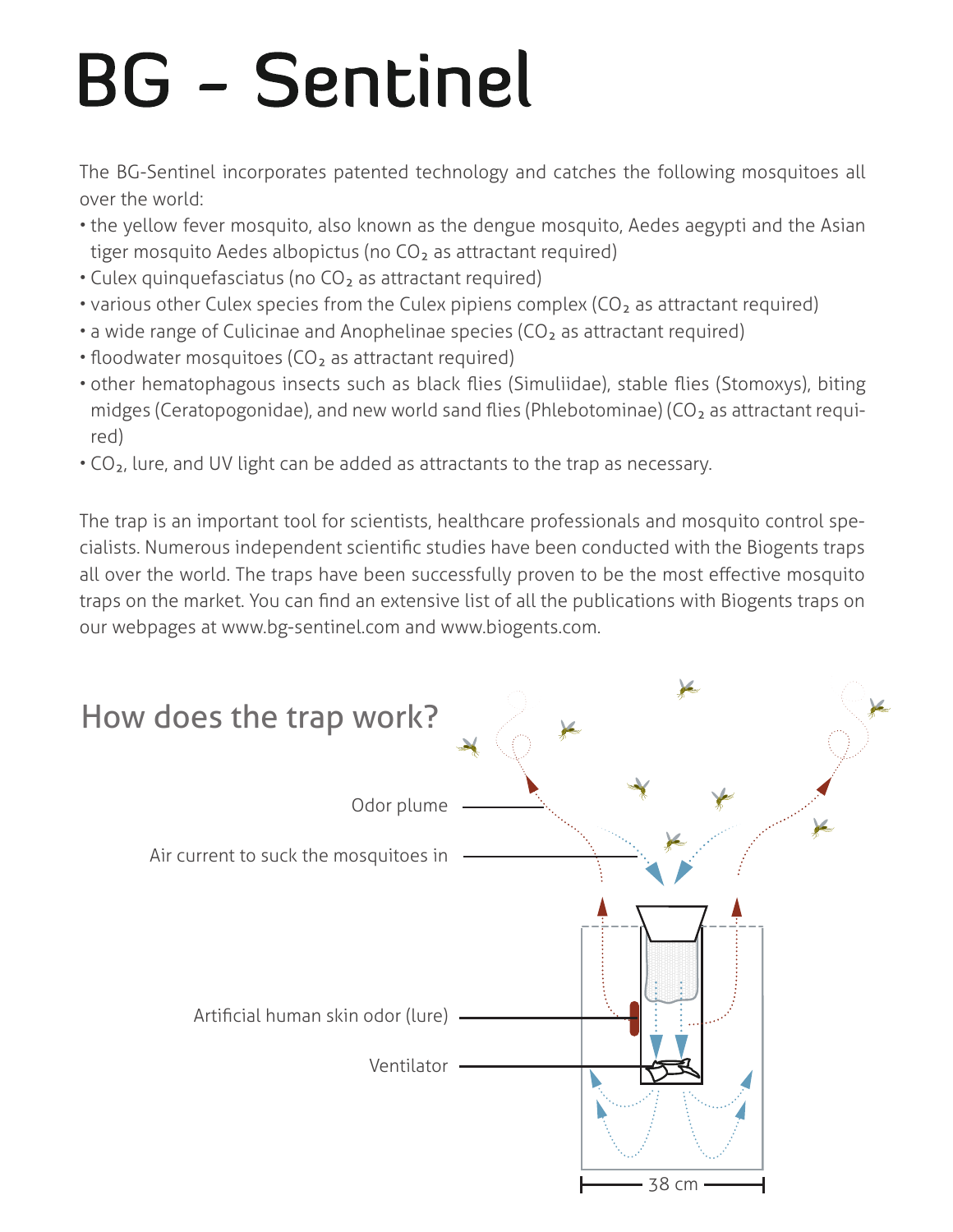# BG - Sentinel

The BG-Sentinel incorporates patented technology and catches the following mosquitoes all over the world:

- the yellow fever mosquito, also known as the dengue mosquito, Aedes aegypti and the Asian tiger mosquito Aedes albopictus (no $CO_2$ as attractant required)
- Culex quinquefasciatus (no $CO_2$ as attractant required)
- various other Culex species from the Culex pipiens complex ($CO_2$ as attractant required)
- a wide range of Culicinae and Anophelinae species ($CO_2$ as attractant required)
- floodwater mosquitoes ($CO_2$ as attractant required)
- other hematophagous insects such as black flies (Simuliidae), stable flies (Stomoxys), biting midges (Ceratopogonidae), and new world sand flies (Phlebotominae) ($CO_2$ as attractant required)
- $CO_2$, lure, and UV light can be added as attractants to the trap as necessary.

The trap is an important tool for scientists, healthcare professionals and mosquito control specialists. Numerous independent scientific studies have been conducted with the Biogents traps all over the world. The traps have been successfully proven to be the most effective mosquito traps on the market. You can find an extensive list of all the publications with Biogents traps on our webpages at www.bg-sentinel.com and www.biogents.com.

## How does the trap work?

Odor plume

Air current to suck the mosquitoes in

Artificial human skin odor (lure)

Ventilator

38 cm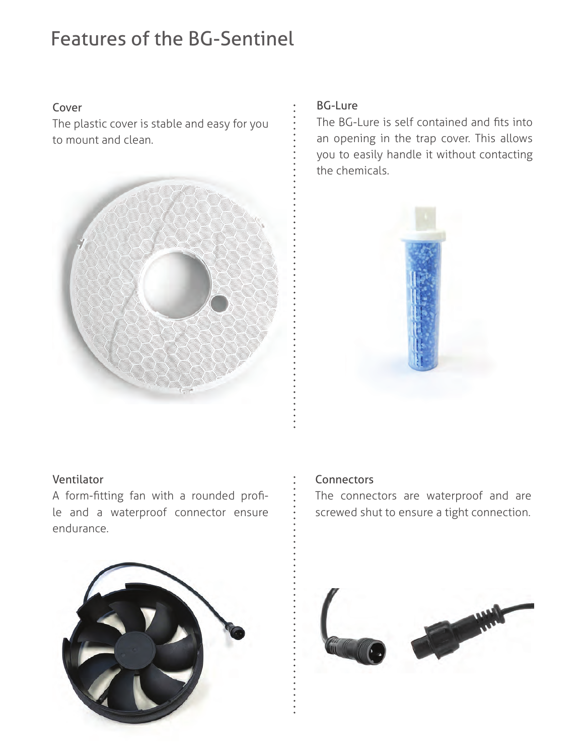# Features of the BG-Sentinel

### Cover

The plastic cover is stable and easy for you to mount and clean.

### BG-Lure

The BG-Lure is self contained and fits into an opening in the trap cover. This allows you to easily handle it without contacting the chemicals.

### Ventilator

A form-fitting fan with a rounded profile and a waterproof connector ensure endurance.

### Connectors

The connectors are waterproof and are screwed shut to ensure a tight connection.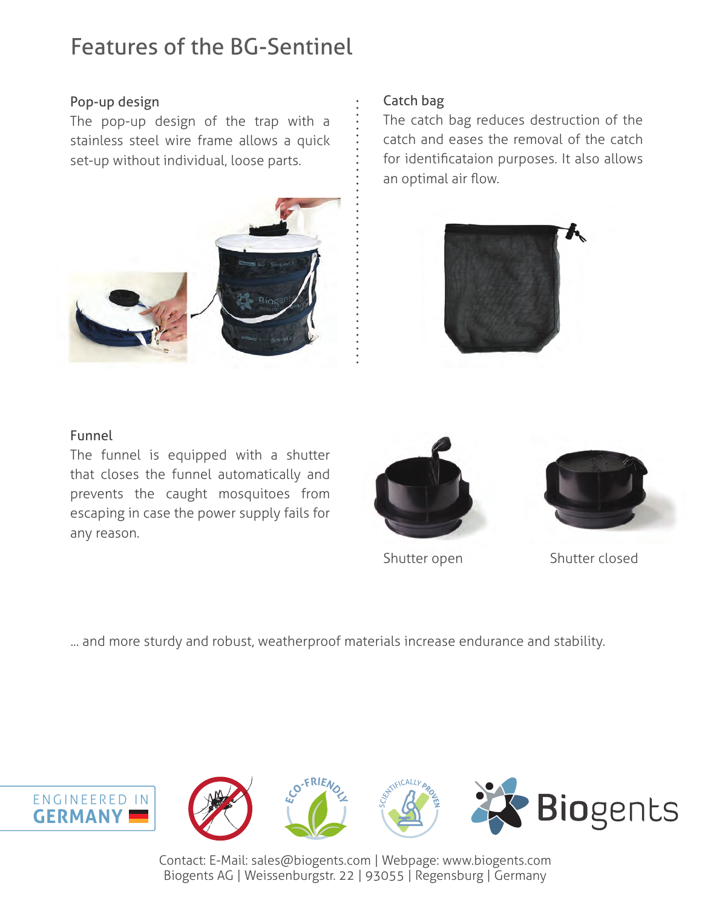# Features of the BG-Sentinel

## Pop-up design

The pop-up design of the trap with a stainless steel wire frame allows a quick set-up without individual, loose parts.

## Catch bag

The catch bag reduces destruction of the catch and eases the removal of the catch for identificataion purposes. It also allows an optimal air flow.

## Funnel

The funnel is equipped with a shutter that closes the funnel automatically and prevents the caught mosquitoes from escaping in case the power supply fails for any reason.

Shutter open

Shutter closed

... and more sturdy and robust, weatherproof materials increase endurance and stability.

ENGINEERED IN GERMANY

ECO-FRIENDLY

SCIENTIFICALLY PROVEN

Biogents

Contact: E-Mail: sales@biogents.com | Webpage: www.biogents.com
Biogents AG | Weissenburgstr. 22 | 93055 | Regensburg | Germany